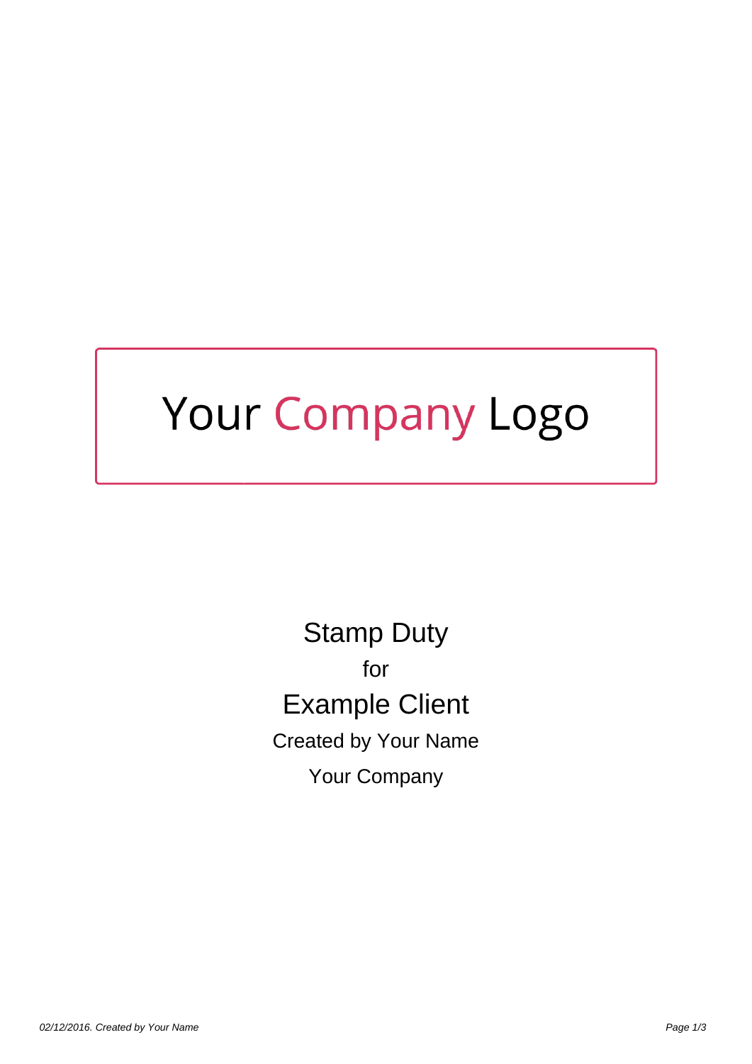Your Company Logo

# Stamp Duty

for

## Example Client

Created by Your Name

Your Company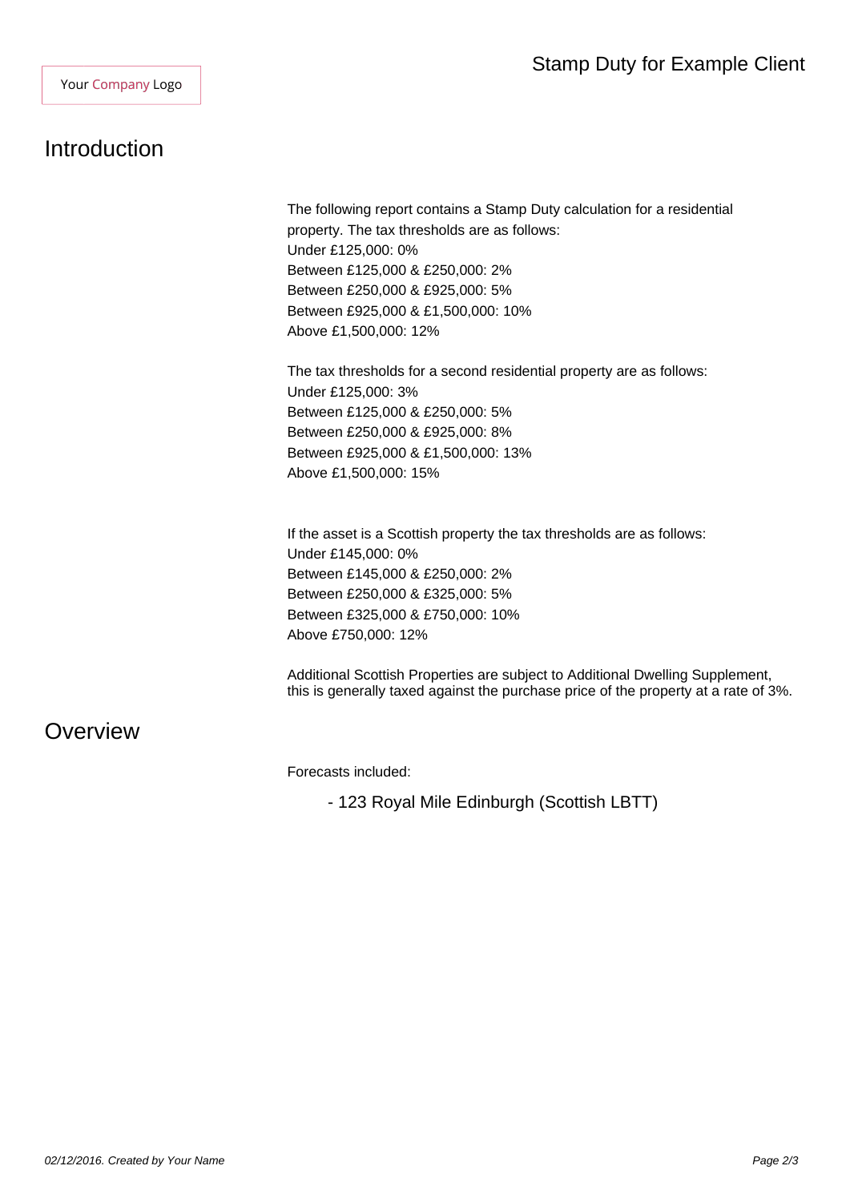# Introduction

The following report contains a Stamp Duty calculation for a residential property. The tax thresholds are as follows:
Under £125,000: 0%
Between £125,000 & £250,000: 2%
Between £250,000 & £925,000: 5%
Between £925,000 & £1,500,000: 10%
Above £1,500,000: 12%

The tax thresholds for a second residential property are as follows:
Under £125,000: 3%
Between £125,000 & £250,000: 5%
Between £250,000 & £925,000: 8%
Between £925,000 & £1,500,000: 13%
Above £1,500,000: 15%

If the asset is a Scottish property the tax thresholds are as follows:
Under £145,000: 0%
Between £145,000 & £250,000: 2%
Between £250,000 & £325,000: 5%
Between £325,000 & £750,000: 10%
Above £750,000: 12%

Additional Scottish Properties are subject to Additional Dwelling Supplement, this is generally taxed against the purchase price of the property at a rate of 3%.

# Overview

Forecasts included:

- 123 Royal Mile Edinburgh (Scottish LBTT)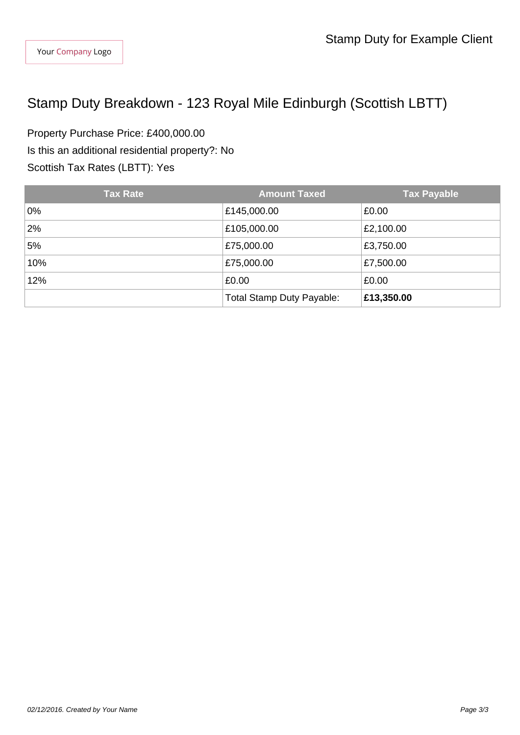Your Company Logo

Stamp Duty for Example Client

# Stamp Duty Breakdown - 123 Royal Mile Edinburgh (Scottish LBTT)

Property Purchase Price: £400,000.00

Is this an additional residential property?: No

Scottish Tax Rates (LBTT): Yes

| Tax Rate | Amount Taxed | Tax Payable |
|---|---|---|
| 0% | £145,000.00 | £0.00 |
| 2% | £105,000.00 | £2,100.00 |
| 5% | £75,000.00 | £3,750.00 |
| 10% | £75,000.00 | £7,500.00 |
| 12% | £0.00 | £0.00 |
| | Total Stamp Duty Payable: | **£13,350.00** |

*02/12/2016. Created by Your Name*